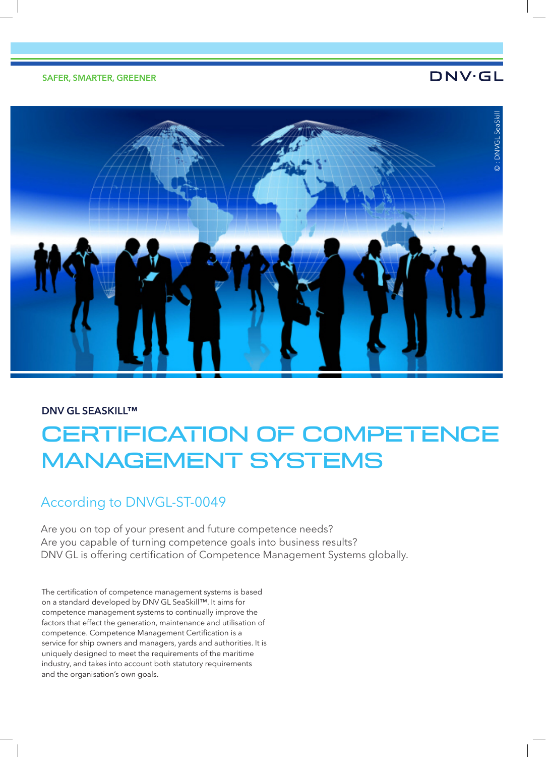SAFER, SMARTER, GREENER

DNV·GL

DNV GL SEASKILL™

# CERTIFICATION OF COMPETENCE MANAGEMENT SYSTEMS

## According to DNVGL-ST-0049

Are you on top of your present and future competence needs?
Are you capable of turning competence goals into business results?
DNV GL is offering certification of Competence Management Systems globally.

The certification of competence management systems is based on a standard developed by DNV GL SeaSkill™. It aims for competence management systems to continually improve the factors that effect the generation, maintenance and utilisation of competence. Competence Management Certification is a service for ship owners and managers, yards and authorities. It is uniquely designed to meet the requirements of the maritime industry, and takes into account both statutory requirements and the organisation's own goals.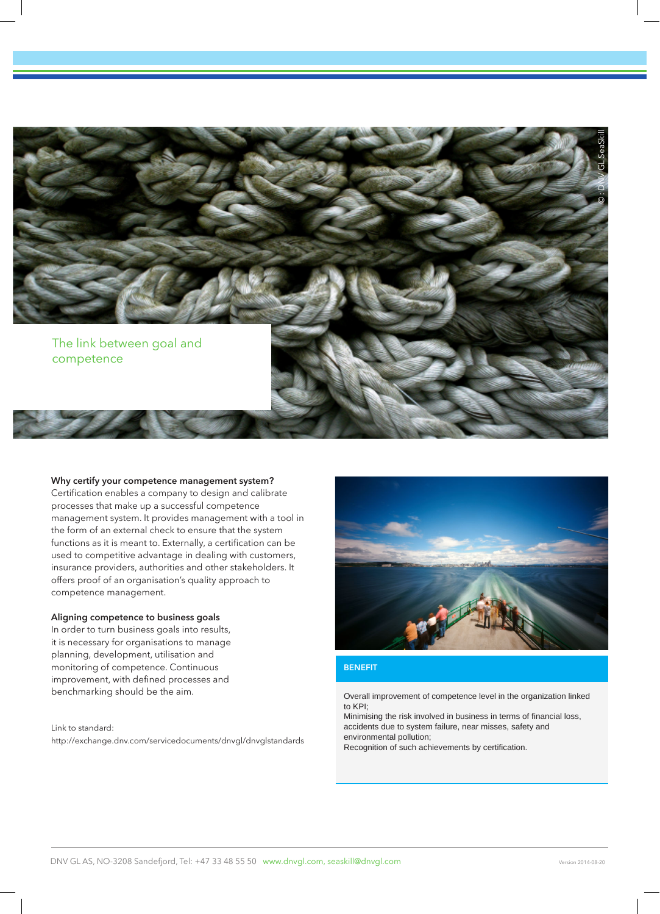© : DNV GL SeaSkill

## The link between goal and competence

**Why certify your competence management system?**
Certification enables a company to design and calibrate processes that make up a successful competence management system. It provides management with a tool in the form of an external check to ensure that the system functions as it is meant to. Externally, a certification can be used to competitive advantage in dealing with customers, insurance providers, authorities and other stakeholders. It offers proof of an organisation's quality approach to competence management.

**Aligning competence to business goals**
In order to turn business goals into results, it is necessary for organisations to manage planning, development, utilisation and monitoring of competence. Continuous improvement, with defined processes and benchmarking should be the aim.

Link to standard:
http://exchange.dnv.com/servicedocuments/dnvgl/dnvglstandards

**BENEFIT**

Overall improvement of competence level in the organization linked to KPI;
Minimising the risk involved in business in terms of financial loss, accidents due to system failure, near misses, safety and environmental pollution;
Recognition of such achievements by certification.

DNV GL AS, NO-3208 Sandefjord, Tel: +47 33 48 55 50 www.dnvgl.com, seaskill@dnvgl.com

Version 2014-08-20